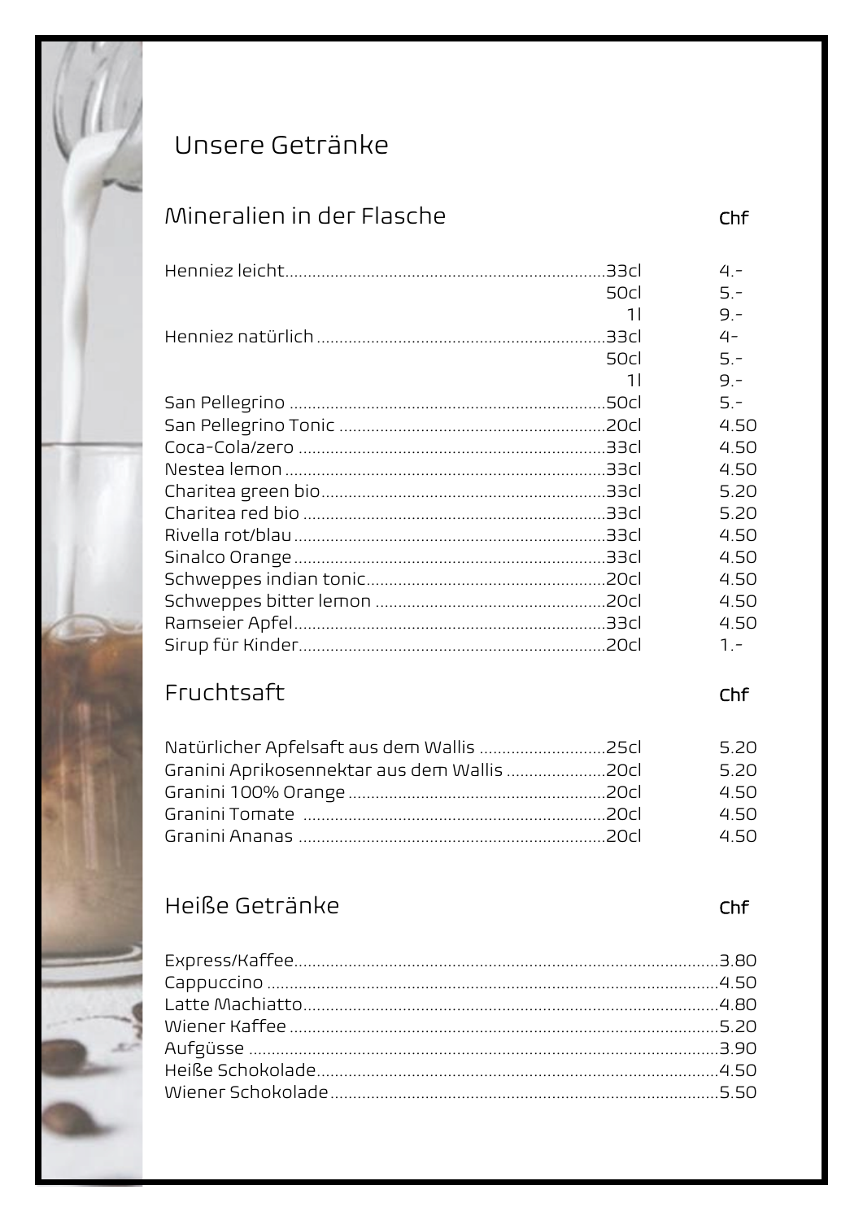# Unsere Getränke

## Mineralien in der Flasche

| | | Chf |
|---|---|---|
| Henniez leicht | 33cl | 4.- |
| | 50cl | 5.- |
| | 1l | 9.- |
| Henniez natürlich | 33cl | 4- |
| | 50cl | 5.- |
| | 1l | 9.- |
| San Pellegrino | 50cl | 5.- |
| San Pellegrino Tonic | 20cl | 4.50 |
| Coca-Cola/zero | 33cl | 4.50 |
| Nestea lemon | 33cl | 4.50 |
| Charitea green bio | 33cl | 5.20 |
| Charitea red bio | 33cl | 5.20 |
| Rivella rot/blau | 33cl | 4.50 |
| Sinalco Orange | 33cl | 4.50 |
| Schweppes indian tonic | 20cl | 4.50 |
| Schweppes bitter lemon | 20cl | 4.50 |
| Ramseier Apfel | 33cl | 4.50 |
| Sirup für Kinder | 20cl | 1.- |

## Fruchtsaft

| | | Chf |
|---|---|---|
| Natürlicher Apfelsaft aus dem Wallis | 25cl | 5.20 |
| Granini Aprikosennektar aus dem Wallis | 20cl | 5.20 |
| Granini 100% Orange | 20cl | 4.50 |
| Granini Tomate | 20cl | 4.50 |
| Granini Ananas | 20cl | 4.50 |

## Heiße Getränke

| | Chf |
|---|---|
| Express/Kaffee | 3.80 |
| Cappuccino | 4.50 |
| Latte Machiatto | 4.80 |
| Wiener Kaffee | 5.20 |
| Aufgüsse | 3.90 |
| Heiße Schokolade | 4.50 |
| Wiener Schokolade | 5.50 |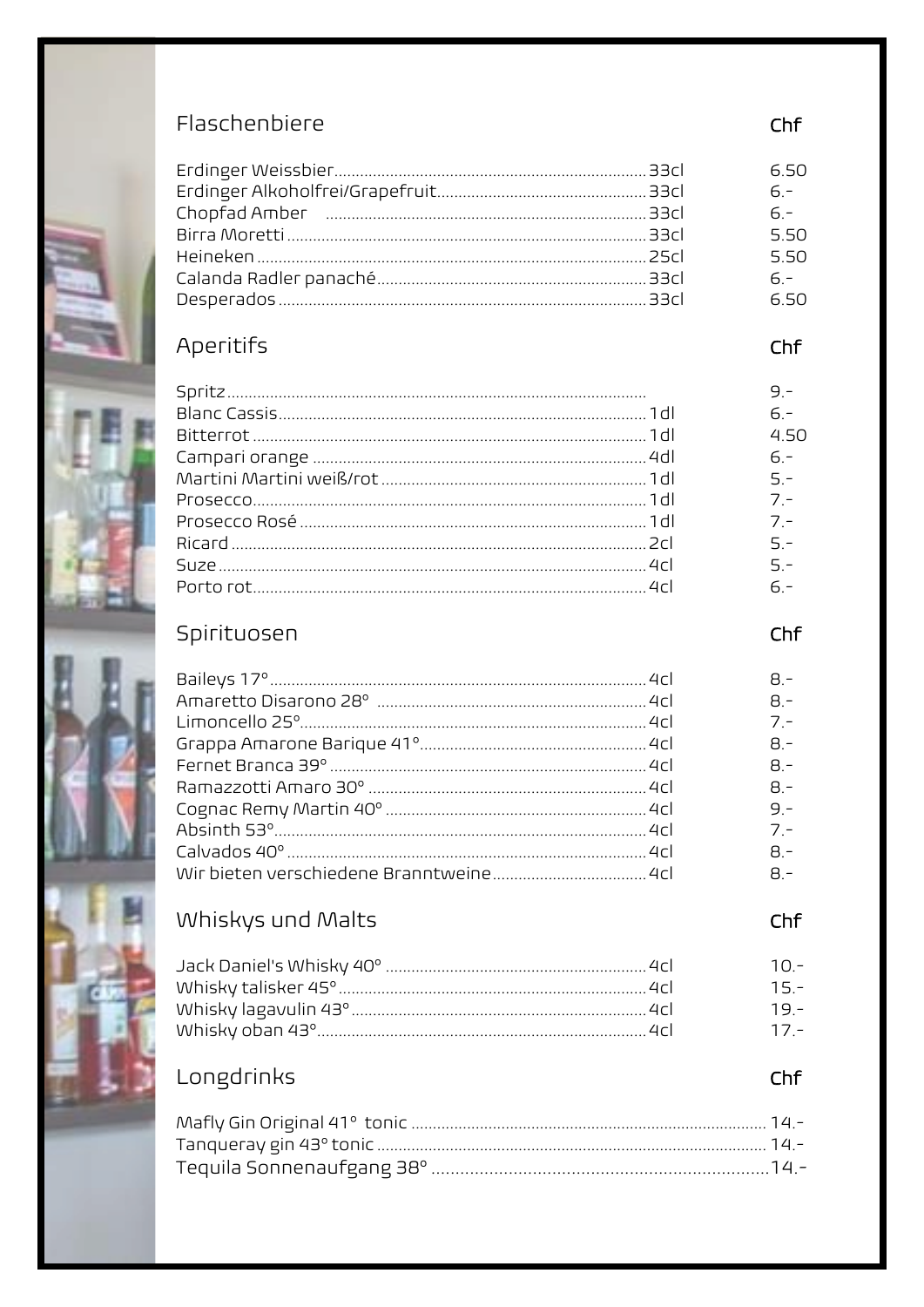## Flaschenbiere

| | | Chf |
|---|---|---|
| Erdinger Weissbier | 33cl | 6.50 |
| Erdinger Alkoholfrei/Grapefruit | 33cl | 6.- |
| Chopfad Amber | 33cl | 6.- |
| Birra Moretti | 33cl | 5.50 |
| Heineken | 25cl | 5.50 |
| Calanda Radler panaché | 33cl | 6.- |
| Desperados | 33cl | 6.50 |

## Aperitifs

| | | Chf |
|---|---|---|
| Spritz | | 9.- |
| Blanc Cassis | 1dl | 6.- |
| Bitterrot | 1dl | 4.50 |
| Campari orange | 4dl | 6.- |
| Martini Martini weiß/rot | 1dl | 5.- |
| Prosecco | 1dl | 7.- |
| Prosecco Rosé | 1dl | 7.- |
| Ricard | 2cl | 5.- |
| Suze | 4cl | 5.- |
| Porto rot | 4cl | 6.- |

## Spirituosen

| | | Chf |
|---|---|---|
| Baileys 17° | 4cl | 8.- |
| Amaretto Disarono 28° | 4cl | 8.- |
| Limoncello 25° | 4cl | 7.- |
| Grappa Amarone Barique 41° | 4cl | 8.- |
| Fernet Branca 39° | 4cl | 8.- |
| Ramazzotti Amaro 30° | 4cl | 8.- |
| Cognac Remy Martin 40° | 4cl | 9.- |
| Absinth 53° | 4cl | 7.- |
| Calvados 40° | 4cl | 8.- |
| Wir bieten verschiedene Branntweine | 4cl | 8.- |

## Whiskys und Malts

| | | Chf |
|---|---|---|
| Jack Daniel's Whisky 40° | 4cl | 10.- |
| Whisky talisker 45° | 4cl | 15.- |
| Whisky lagavulin 43° | 4cl | 19.- |
| Whisky oban 43° | 4cl | 17.- |

## Longdrinks

| | Chf |
|---|---|
| Mafly Gin Original 41° tonic | 14.- |
| Tanqueray gin 43° tonic | 14.- |
| Tequila Sonnenaufgang 38° | 14.- |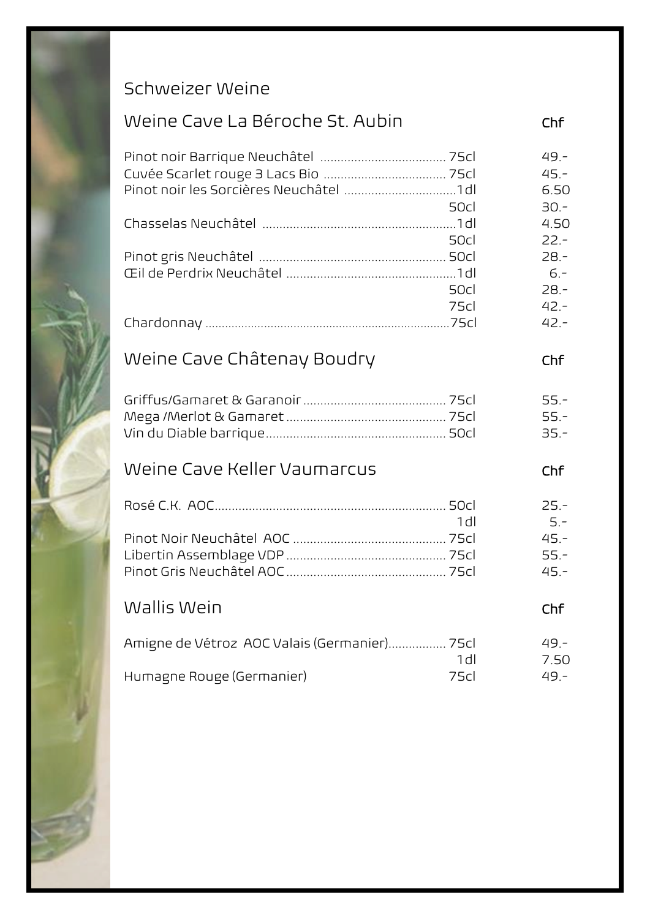# Schweizer Weine

## Weine Cave La Béroche St. Aubin

| | | Chf |
|---|---|---|
| Pinot noir Barrique Neuchâtel | 75cl | 49.- |
| Cuvée Scarlet rouge 3 Lacs Bio | 75cl | 45.- |
| Pinot noir les Sorcières Neuchâtel | 1dl | 6.50 |
| | 50cl | 30.- |
| Chasselas Neuchâtel | 1dl | 4.50 |
| | 50cl | 22.- |
| Pinot gris Neuchâtel | 50cl | 28.- |
| Œil de Perdrix Neuchâtel | 1dl | 6.- |
| | 50cl | 28.- |
| | 75cl | 42.- |
| Chardonnay | 75cl | 42.- |

## Weine Cave Châtenay Boudry

| | | Chf |
|---|---|---|
| Griffus/Gamaret & Garanoir | 75cl | 55.- |
| Mega /Merlot & Gamaret | 75cl | 55.- |
| Vin du Diable barrique | 50cl | 35.- |

## Weine Cave Keller Vaumarcus

| | | Chf |
|---|---|---|
| Rosé C.K. AOC | 50cl | 25.- |
| | 1dl | 5.- |
| Pinot Noir Neuchâtel AOC | 75cl | 45.- |
| Libertin Assemblage VDP | 75cl | 55.- |
| Pinot Gris Neuchâtel AOC | 75cl | 45.- |

## Wallis Wein

| | | Chf |
|---|---|---|
| Amigne de Vétroz AOC Valais (Germanier) | 75cl | 49.- |
| | 1dl | 7.50 |
| Humagne Rouge (Germanier) | 75cl | 49.- |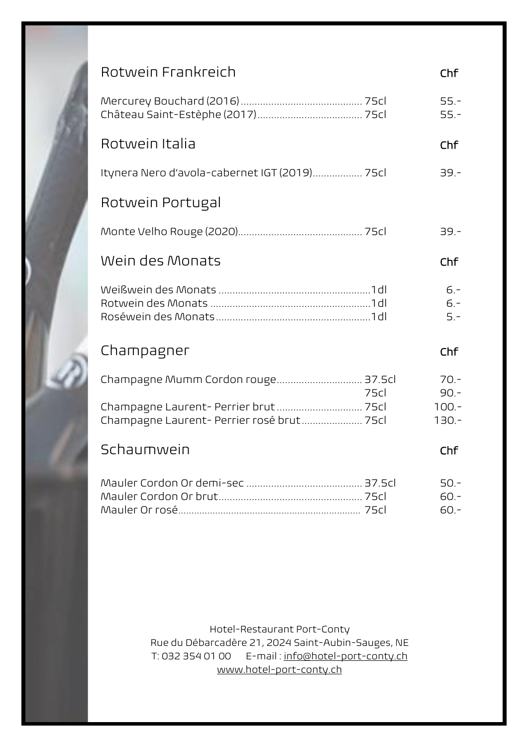## Rotwein Frankreich

| | | Chf |
|---|---|---|
| Mercurey Bouchard (2016) | 75cl | 55.- |
| Château Saint-Estèphe (2017) | 75cl | 55.- |

## Rotwein Italia

| | | Chf |
|---|---|---|
| Itynera Nero d'avola-cabernet IGT (2019) | 75cl | 39.- |

## Rotwein Portugal

| | | |
|---|---|---|
| Monte Velho Rouge (2020) | 75cl | 39.- |

## Wein des Monats

| | | Chf |
|---|---|---|
| Weißwein des Monats | 1dl | 6.- |
| Rotwein des Monats | 1dl | 6.- |
| Roséwein des Monats | 1dl | 5.- |

## Champagner

| | | Chf |
|---|---|---|
| Champagne Mumm Cordon rouge | 37.5cl | 70.- |
| | 75cl | 90.- |
| Champagne Laurent- Perrier brut | 75cl | 100.- |
| Champagne Laurent- Perrier rosé brut | 75cl | 130.- |

## Schaumwein

| | | Chf |
|---|---|---|
| Mauler Cordon Or demi-sec | 37.5cl | 50.- |
| Mauler Cordon Or brut | 75cl | 60.- |
| Mauler Or rosé | 75cl | 60.- |

Hotel-Restaurant Port-Conty
Rue du Débarcadère 21, 2024 Saint-Aubin-Sauges, NE
T: 032 354 01 00 E-mail : info@hotel-port-conty.ch
www.hotel-port-conty.ch